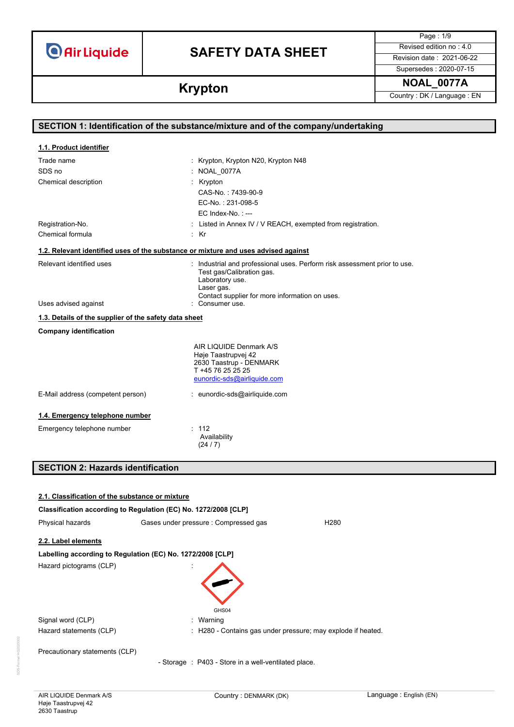# SAFETY DATA SHEET

## Krypton

| | |
|---|---|
| Page : 1/9 | |
| Revised edition no : 4.0 | |
| Revision date : 2021-06-22 | |
| Supersedes : 2020-07-15 | |
| **NOAL_0077A** | |
| Country : DK / Language : EN | |

## SECTION 1: Identification of the substance/mixture and of the company/undertaking

### 1.1. Product identifier

| | |
|---|---|
| Trade name | : Krypton, Krypton N20, Krypton N48 |
| SDS no | : NOAL_0077A |
| Chemical description | : Krypton<br>CAS-No. : 7439-90-9<br>EC-No. : 231-098-5<br>EC Index-No. : --- |
| Registration-No. | : Listed in Annex IV / V REACH, exempted from registration. |
| Chemical formula | : Kr |

### 1.2. Relevant identified uses of the substance or mixture and uses advised against

| | |
|---|---|
| Relevant identified uses | : Industrial and professional uses. Perform risk assessment prior to use.<br>Test gas/Calibration gas.<br>Laboratory use.<br>Laser gas.<br>Contact supplier for more information on uses. |
| Uses advised against | : Consumer use. |

### 1.3. Details of the supplier of the safety data sheet

**Company identification**

AIR LIQUIDE Denmark A/S
Høje Taastrupvej 42
2630 Taastrup - DENMARK
T +45 76 25 25 25
eunordic-sds@airliquide.com

| | |
|---|---|
| E-Mail address (competent person) | : eunordic-sds@airliquide.com |

### 1.4. Emergency telephone number

| | |
|---|---|
| Emergency telephone number | : 112<br>Availability<br>(24 / 7) |

## SECTION 2: Hazards identification

### 2.1. Classification of the substance or mixture

**Classification according to Regulation (EC) No. 1272/2008 [CLP]**

| | | |
|---|---|---|
| Physical hazards | Gases under pressure : Compressed gas | H280 |

### 2.2. Label elements

**Labelling according to Regulation (EC) No. 1272/2008 [CLP]**

| | |
|---|---|
| Hazard pictograms (CLP) | : GHS04 |
| Signal word (CLP) | : Warning |
| Hazard statements (CLP) | : H280 - Contains gas under pressure; may explode if heated. |

Precautionary statements (CLP)

- Storage : P403 - Store in a well-ventilated place.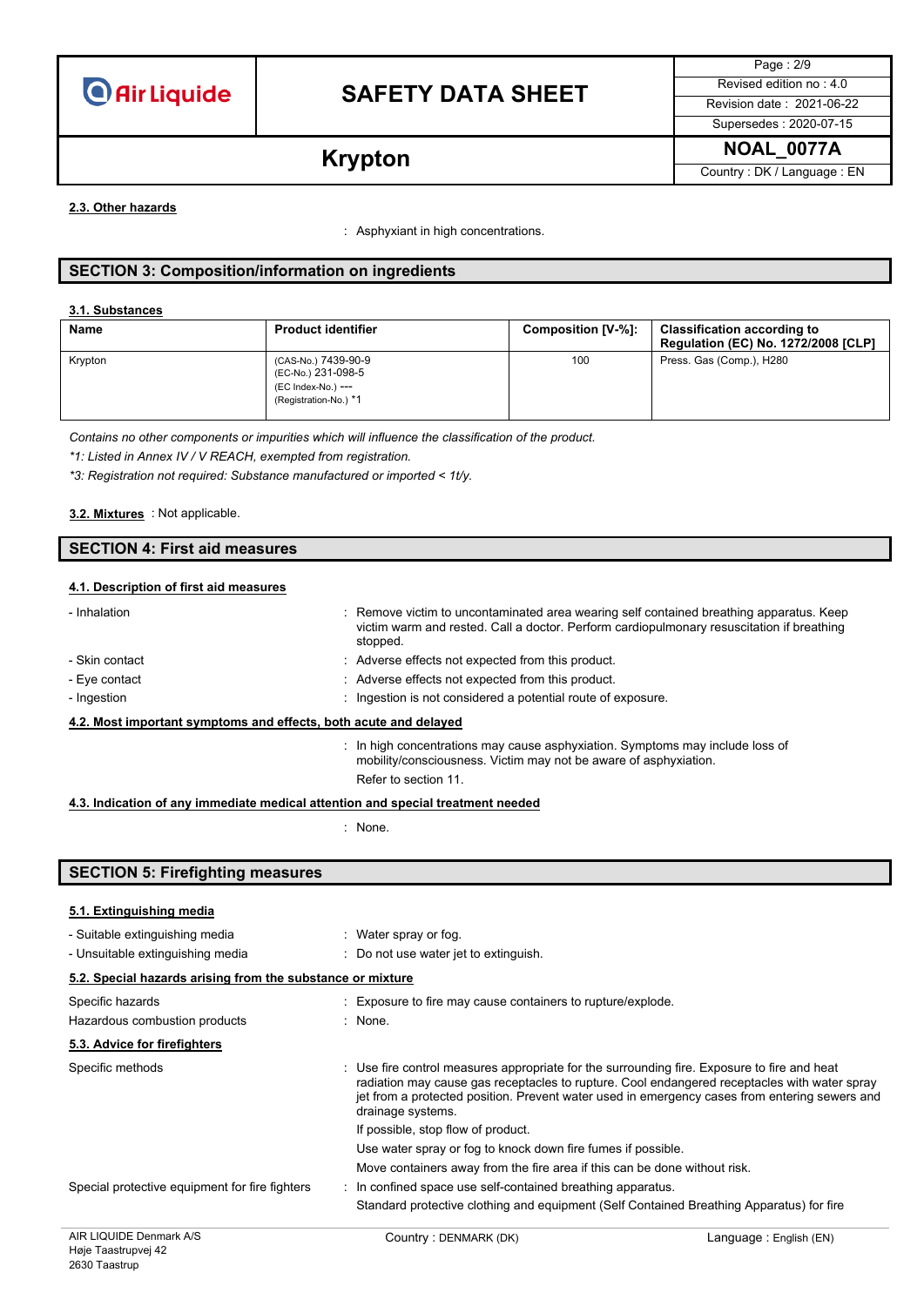**2.3. Other hazards**

: Asphyxiant in high concentrations.

## SECTION 3: Composition/information on ingredients

**3.1. Substances**

| Name | Product identifier | Composition [V-%]: | Classification according to Regulation (EC) No. 1272/2008 [CLP] |
|---|---|---|---|
| Krypton | (CAS-No.) 7439-90-9<br>(EC-No.) 231-098-5<br>(EC Index-No.) ---<br>(Registration-No.) *1 | 100 | Press. Gas (Comp.), H280 |

*Contains no other components or impurities which will influence the classification of the product.*

**1: Listed in Annex IV / V REACH, exempted from registration.*

**3: Registration not required: Substance manufactured or imported < 1t/y.*

**3.2. Mixtures** : Not applicable.

## SECTION 4: First aid measures

**4.1. Description of first aid measures**

- Inhalation : Remove victim to uncontaminated area wearing self contained breathing apparatus. Keep victim warm and rested. Call a doctor. Perform cardiopulmonary resuscitation if breathing stopped.
- Skin contact : Adverse effects not expected from this product.
- Eye contact : Adverse effects not expected from this product.
- Ingestion : Ingestion is not considered a potential route of exposure.

**4.2. Most important symptoms and effects, both acute and delayed**

: In high concentrations may cause asphyxiation. Symptoms may include loss of mobility/consciousness. Victim may not be aware of asphyxiation.
Refer to section 11.

**4.3. Indication of any immediate medical attention and special treatment needed**

: None.

## SECTION 5: Firefighting measures

**5.1. Extinguishing media**

- Suitable extinguishing media : Water spray or fog.
- Unsuitable extinguishing media : Do not use water jet to extinguish.

**5.2. Special hazards arising from the substance or mixture**

Specific hazards : Exposure to fire may cause containers to rupture/explode.

Hazardous combustion products : None.

**5.3. Advice for firefighters**

Specific methods : Use fire control measures appropriate for the surrounding fire. Exposure to fire and heat radiation may cause gas receptacles to rupture. Cool endangered receptacles with water spray jet from a protected position. Prevent water used in emergency cases from entering sewers and drainage systems.
If possible, stop flow of product.
Use water spray or fog to knock down fire fumes if possible.
Move containers away from the fire area if this can be done without risk.

Special protective equipment for fire fighters : In confined space use self-contained breathing apparatus.
Standard protective clothing and equipment (Self Contained Breathing Apparatus) for fire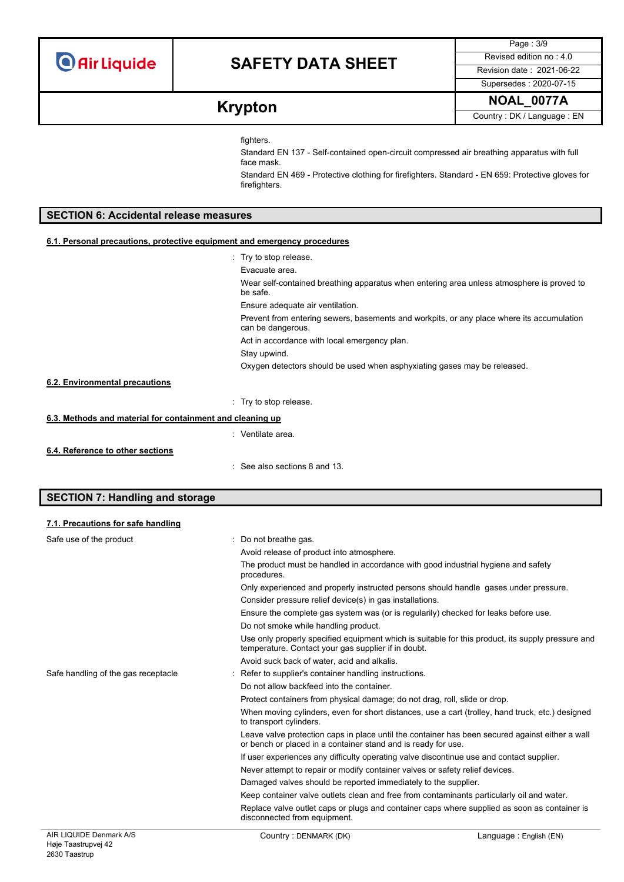fighters.

Standard EN 137 - Self-contained open-circuit compressed air breathing apparatus with full face mask.

Standard EN 469 - Protective clothing for firefighters. Standard - EN 659: Protective gloves for firefighters.

## SECTION 6: Accidental release measures

### 6.1. Personal precautions, protective equipment and emergency procedures

: Try to stop release.

Evacuate area.

Wear self-contained breathing apparatus when entering area unless atmosphere is proved to be safe.

Ensure adequate air ventilation.

Prevent from entering sewers, basements and workpits, or any place where its accumulation can be dangerous.

Act in accordance with local emergency plan.

Stay upwind.

Oxygen detectors should be used when asphyxiating gases may be released.

### 6.2. Environmental precautions

: Try to stop release.

### 6.3. Methods and material for containment and cleaning up

: Ventilate area.

### 6.4. Reference to other sections

: See also sections 8 and 13.

## SECTION 7: Handling and storage

### 7.1. Precautions for safe handling

Safe use of the product : Do not breathe gas.

Avoid release of product into atmosphere.

The product must be handled in accordance with good industrial hygiene and safety procedures.

Only experienced and properly instructed persons should handle gases under pressure.

Consider pressure relief device(s) in gas installations.

Ensure the complete gas system was (or is regularily) checked for leaks before use.

Do not smoke while handling product.

Use only properly specified equipment which is suitable for this product, its supply pressure and temperature. Contact your gas supplier if in doubt.

Avoid suck back of water, acid and alkalis.

Safe handling of the gas receptacle : Refer to supplier's container handling instructions.

Do not allow backfeed into the container.

Protect containers from physical damage; do not drag, roll, slide or drop.

When moving cylinders, even for short distances, use a cart (trolley, hand truck, etc.) designed to transport cylinders.

Leave valve protection caps in place until the container has been secured against either a wall or bench or placed in a container stand and is ready for use.

If user experiences any difficulty operating valve discontinue use and contact supplier.

Never attempt to repair or modify container valves or safety relief devices.

Damaged valves should be reported immediately to the supplier.

Keep container valve outlets clean and free from contaminants particularly oil and water.

Replace valve outlet caps or plugs and container caps where supplied as soon as container is disconnected from equipment.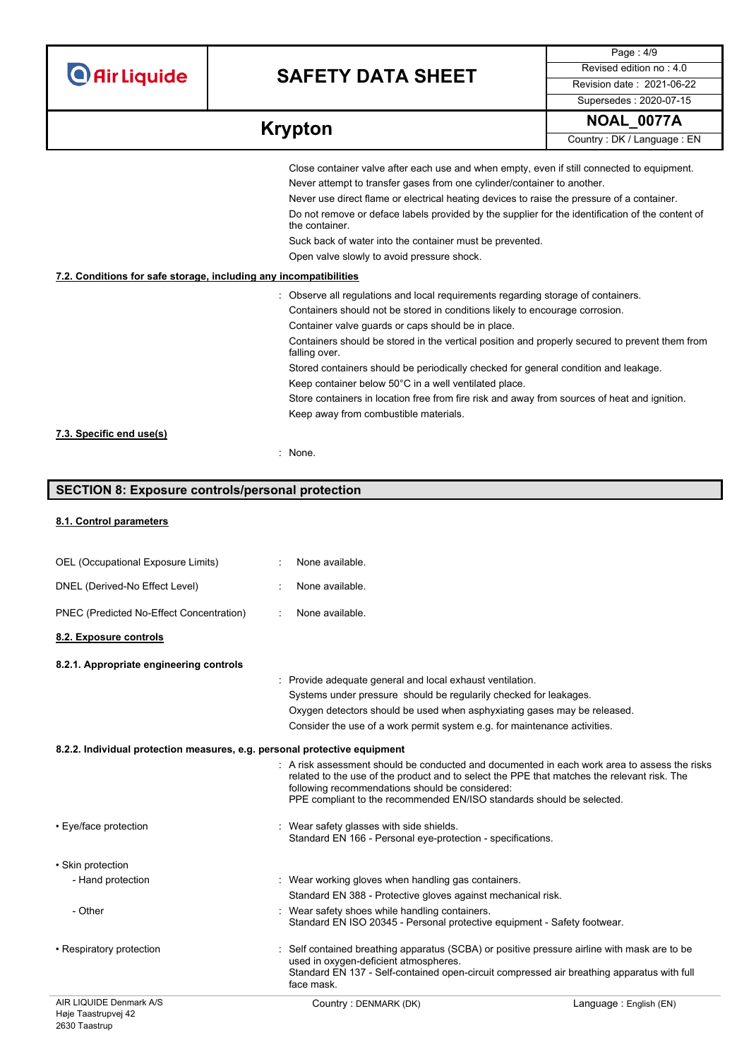Close container valve after each use and when empty, even if still connected to equipment.
Never attempt to transfer gases from one cylinder/container to another.
Never use direct flame or electrical heating devices to raise the pressure of a container.
Do not remove or deface labels provided by the supplier for the identification of the content of the container.
Suck back of water into the container must be prevented.
Open valve slowly to avoid pressure shock.

### 7.2. Conditions for safe storage, including any incompatibilities

: Observe all regulations and local requirements regarding storage of containers.
Containers should not be stored in conditions likely to encourage corrosion.
Container valve guards or caps should be in place.
Containers should be stored in the vertical position and properly secured to prevent them from falling over.
Stored containers should be periodically checked for general condition and leakage.
Keep container below 50°C in a well ventilated place.
Store containers in location free from fire risk and away from sources of heat and ignition.
Keep away from combustible materials.

### 7.3. Specific end use(s)

: None.

## SECTION 8: Exposure controls/personal protection

### 8.1. Control parameters

OEL (Occupational Exposure Limits) : None available.

DNEL (Derived-No Effect Level) : None available.

PNEC (Predicted No-Effect Concentration) : None available.

### 8.2. Exposure controls

**8.2.1. Appropriate engineering controls**

: Provide adequate general and local exhaust ventilation.
Systems under pressure should be regularly checked for leakages.
Oxygen detectors should be used when asphyxiating gases may be released.
Consider the use of a work permit system e.g. for maintenance activities.

**8.2.2. Individual protection measures, e.g. personal protective equipment**

: A risk assessment should be conducted and documented in each work area to assess the risks related to the use of the product and to select the PPE that matches the relevant risk. The following recommendations should be considered:
PPE compliant to the recommended EN/ISO standards should be selected.

• Eye/face protection : Wear safety glasses with side shields.
Standard EN 166 - Personal eye-protection - specifications.

• Skin protection

- Hand protection : Wear working gloves when handling gas containers.
Standard EN 388 - Protective gloves against mechanical risk.
- Other : Wear safety shoes while handling containers.
Standard EN ISO 20345 - Personal protective equipment - Safety footwear.

• Respiratory protection : Self contained breathing apparatus (SCBA) or positive pressure airline with mask are to be used in oxygen-deficient atmospheres.
Standard EN 137 - Self-contained open-circuit compressed air breathing apparatus with full face mask.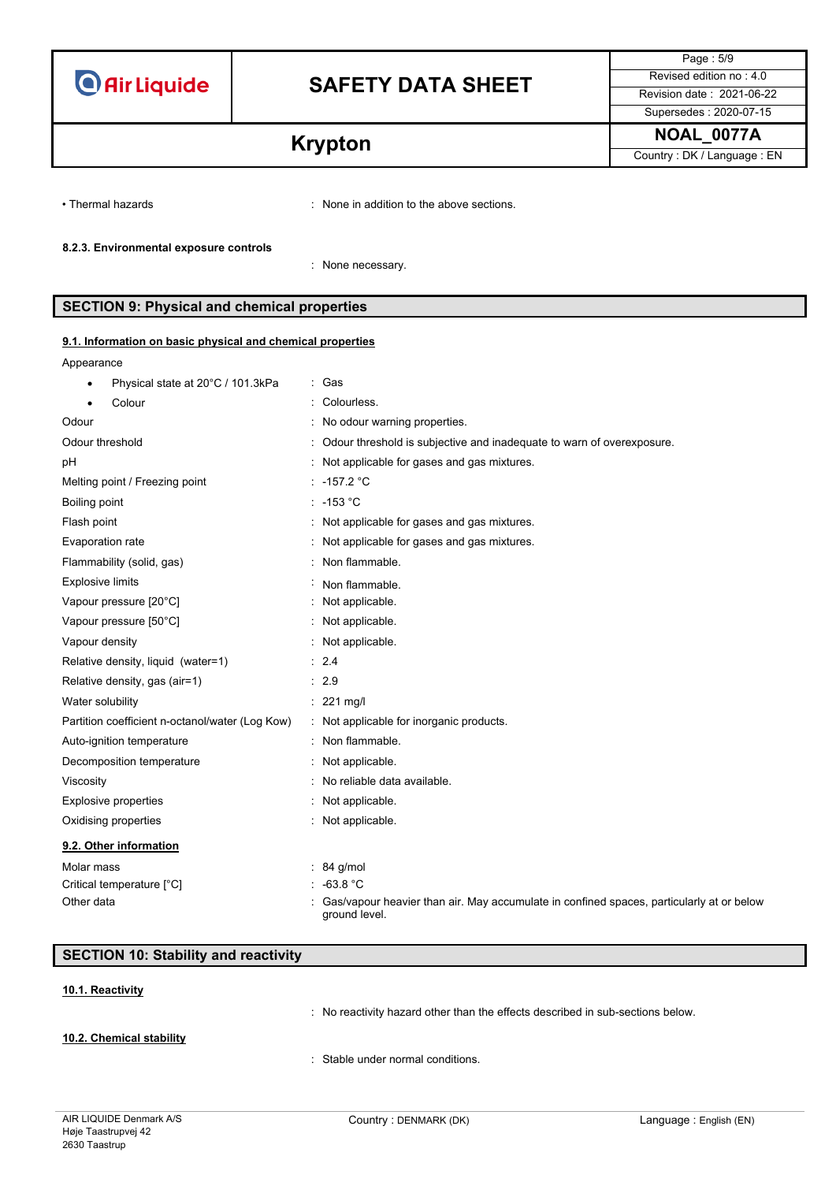• Thermal hazards : None in addition to the above sections.

#### 8.2.3. Environmental exposure controls

: None necessary.

## SECTION 9: Physical and chemical properties

### 9.1. Information on basic physical and chemical properties

Appearance

| | |
|---|---|
| • Physical state at 20°C / 101.3kPa | : Gas |
| • Colour | : Colourless. |
| Odour | : No odour warning properties. |
| Odour threshold | : Odour threshold is subjective and inadequate to warn of overexposure. |
| pH | : Not applicable for gases and gas mixtures. |
| Melting point / Freezing point | : -157.2 °C |
| Boiling point | : -153 °C |
| Flash point | : Not applicable for gases and gas mixtures. |
| Evaporation rate | : Not applicable for gases and gas mixtures. |
| Flammability (solid, gas) | : Non flammable. |
| Explosive limits | : Non flammable. |
| Vapour pressure [20°C] | : Not applicable. |
| Vapour pressure [50°C] | : Not applicable. |
| Vapour density | : Not applicable. |
| Relative density, liquid (water=1) | : 2.4 |
| Relative density, gas (air=1) | : 2.9 |
| Water solubility | : 221 mg/l |
| Partition coefficient n-octanol/water (Log Kow) | : Not applicable for inorganic products. |
| Auto-ignition temperature | : Non flammable. |
| Decomposition temperature | : Not applicable. |
| Viscosity | : No reliable data available. |
| Explosive properties | : Not applicable. |
| Oxidising properties | : Not applicable. |

### 9.2. Other information

| | |
|---|---|
| Molar mass | : 84 g/mol |
| Critical temperature [°C] | : -63.8 °C |
| Other data | : Gas/vapour heavier than air. May accumulate in confined spaces, particularly at or below ground level. |

## SECTION 10: Stability and reactivity

### 10.1. Reactivity

: No reactivity hazard other than the effects described in sub-sections below.

### 10.2. Chemical stability

: Stable under normal conditions.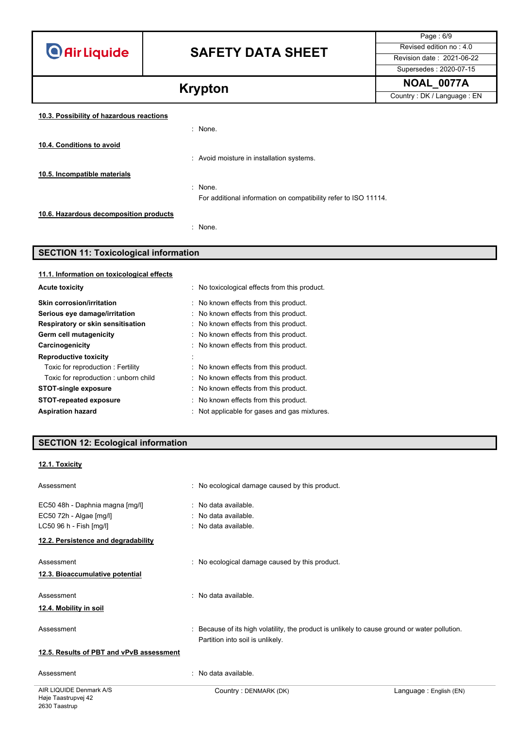#### 10.3. Possibility of hazardous reactions

: None.

#### 10.4. Conditions to avoid

: Avoid moisture in installation systems.

#### 10.5. Incompatible materials

: None.

For additional information on compatibility refer to ISO 11114.

#### 10.6. Hazardous decomposition products

: None.

## SECTION 11: Toxicological information

#### 11.1. Information on toxicological effects

| | |
|---|---|
| **Acute toxicity** | : No toxicological effects from this product. |
| **Skin corrosion/irritation** | : No known effects from this product. |
| **Serious eye damage/irritation** | : No known effects from this product. |
| **Respiratory or skin sensitisation** | : No known effects from this product. |
| **Germ cell mutagenicity** | : No known effects from this product. |
| **Carcinogenicity** | : No known effects from this product. |
| **Reproductive toxicity** | : |
| Toxic for reproduction : Fertility | : No known effects from this product. |
| Toxic for reproduction : unborn child | : No known effects from this product. |
| **STOT-single exposure** | : No known effects from this product. |
| **STOT-repeated exposure** | : No known effects from this product. |
| **Aspiration hazard** | : Not applicable for gases and gas mixtures. |

## SECTION 12: Ecological information

#### 12.1. Toxicity

| | |
|---|---|
| Assessment | : No ecological damage caused by this product. |
| EC50 48h - Daphnia magna [mg/l] | : No data available. |
| EC50 72h - Algae [mg/l] | : No data available. |
| LC50 96 h - Fish [mg/l] | : No data available. |

#### 12.2. Persistence and degradability

Assessment : No ecological damage caused by this product.

#### 12.3. Bioaccumulative potential

Assessment : No data available.

#### 12.4. Mobility in soil

Assessment : Because of its high volatility, the product is unlikely to cause ground or water pollution. Partition into soil is unlikely.

#### 12.5. Results of PBT and vPvB assessment

Assessment : No data available.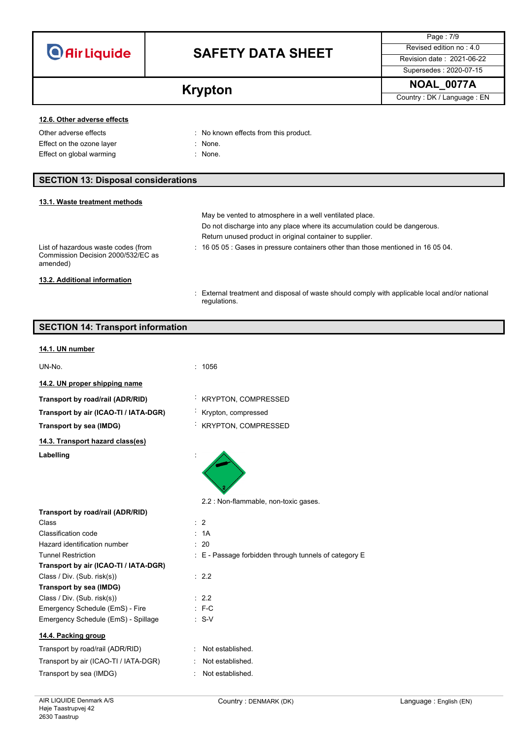#### 12.6. Other adverse effects

| | |
|---|---|
| Other adverse effects | : No known effects from this product. |
| Effect on the ozone layer | : None. |
| Effect on global warming | : None. |

## SECTION 13: Disposal considerations

#### 13.1. Waste treatment methods

May be vented to atmosphere in a well ventilated place.
Do not discharge into any place where its accumulation could be dangerous.
Return unused product in original container to supplier.

| | |
|---|---|
| List of hazardous waste codes (from Commission Decision 2000/532/EC as amended) | : 16 05 05 : Gases in pressure containers other than those mentioned in 16 05 04. |

#### 13.2. Additional information

: External treatment and disposal of waste should comply with applicable local and/or national regulations.

## SECTION 14: Transport information

#### 14.1. UN number

| | |
|---|---|
| UN-No. | : 1056 |

#### 14.2. UN proper shipping name

| | |
|---|---|
| **Transport by road/rail (ADR/RID)** | : KRYPTON, COMPRESSED |
| **Transport by air (ICAO-TI / IATA-DGR)** | : Krypton, compressed |
| **Transport by sea (IMDG)** | : KRYPTON, COMPRESSED |

#### 14.3. Transport hazard class(es)

**Labelling** :

2.2 : Non-flammable, non-toxic gases.

| | |
|---|---|
| **Transport by road/rail (ADR/RID)** | |
| Class | : 2 |
| Classification code | : 1A |
| Hazard identification number | : 20 |
| Tunnel Restriction | : E - Passage forbidden through tunnels of category E |
| **Transport by air (ICAO-TI / IATA-DGR)** | |
| Class / Div. (Sub. risk(s)) | : 2.2 |
| **Transport by sea (IMDG)** | |
| Class / Div. (Sub. risk(s)) | : 2.2 |
| Emergency Schedule (EmS) - Fire | : F-C |
| Emergency Schedule (EmS) - Spillage | : S-V |

#### 14.4. Packing group

| | |
|---|---|
| Transport by road/rail (ADR/RID) | : Not established. |
| Transport by air (ICAO-TI / IATA-DGR) | : Not established. |
| Transport by sea (IMDG) | : Not established. |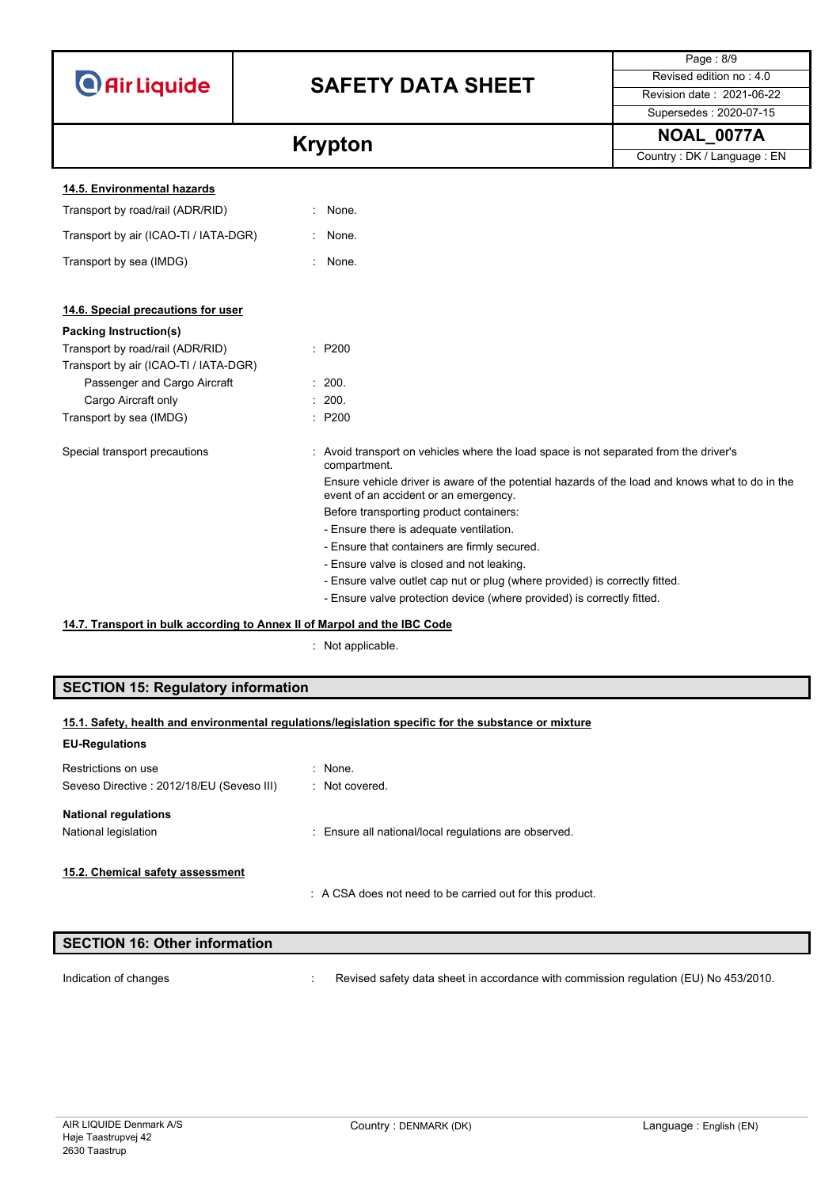#### 14.5. Environmental hazards

| | |
|---|---|
| Transport by road/rail (ADR/RID) | : None. |
| Transport by air (ICAO-TI / IATA-DGR) | : None. |
| Transport by sea (IMDG) | : None. |

#### 14.6. Special precautions for user

**Packing Instruction(s)**

| | |
|---|---|
| Transport by road/rail (ADR/RID) | : P200 |
| Transport by air (ICAO-TI / IATA-DGR) | |
| Passenger and Cargo Aircraft | : 200. |
| Cargo Aircraft only | : 200. |
| Transport by sea (IMDG) | : P200 |

Special transport precautions : Avoid transport on vehicles where the load space is not separated from the driver's compartment.

Ensure vehicle driver is aware of the potential hazards of the load and knows what to do in the event of an accident or an emergency.

Before transporting product containers:

- Ensure there is adequate ventilation.
- Ensure that containers are firmly secured.
- Ensure valve is closed and not leaking.
- Ensure valve outlet cap nut or plug (where provided) is correctly fitted.
- Ensure valve protection device (where provided) is correctly fitted.

#### 14.7. Transport in bulk according to Annex II of Marpol and the IBC Code

: Not applicable.

## SECTION 15: Regulatory information

#### 15.1. Safety, health and environmental regulations/legislation specific for the substance or mixture

**EU-Regulations**

| | |
|---|---|
| Restrictions on use | : None. |
| Seveso Directive : 2012/18/EU (Seveso III) | : Not covered. |

**National regulations**

| | |
|---|---|
| National legislation | : Ensure all national/local regulations are observed. |

#### 15.2. Chemical safety assessment

: A CSA does not need to be carried out for this product.

## SECTION 16: Other information

| | |
|---|---|
| Indication of changes | : Revised safety data sheet in accordance with commission regulation (EU) No 453/2010. |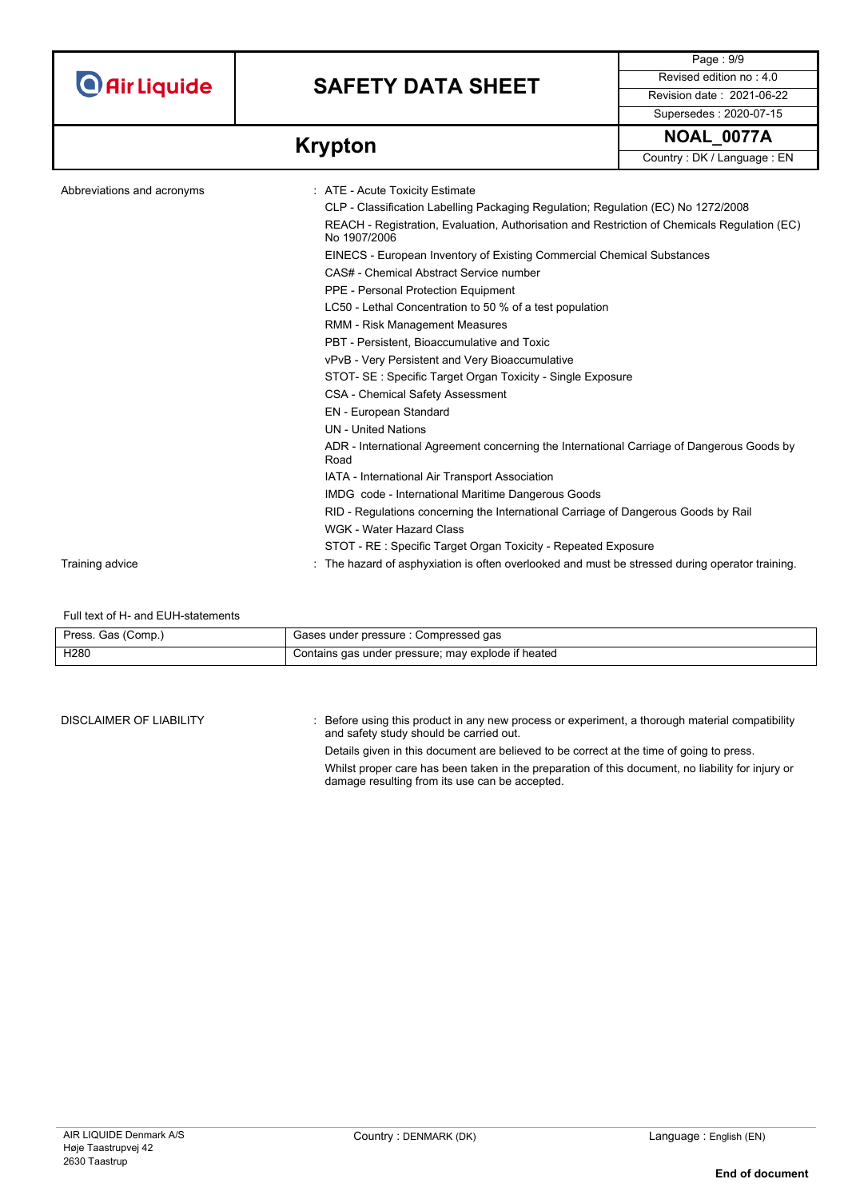Abbreviations and acronyms : ATE - Acute Toxicity Estimate

CLP - Classification Labelling Packaging Regulation; Regulation (EC) No 1272/2008

REACH - Registration, Evaluation, Authorisation and Restriction of Chemicals Regulation (EC) No 1907/2006

EINECS - European Inventory of Existing Commercial Chemical Substances

CAS# - Chemical Abstract Service number

PPE - Personal Protection Equipment

LC50 - Lethal Concentration to 50 % of a test population

RMM - Risk Management Measures

PBT - Persistent, Bioaccumulative and Toxic

vPvB - Very Persistent and Very Bioaccumulative

STOT- SE : Specific Target Organ Toxicity - Single Exposure

CSA - Chemical Safety Assessment

EN - European Standard

UN - United Nations

ADR - International Agreement concerning the International Carriage of Dangerous Goods by Road

IATA - International Air Transport Association

IMDG code - International Maritime Dangerous Goods

RID - Regulations concerning the International Carriage of Dangerous Goods by Rail

WGK - Water Hazard Class

STOT - RE : Specific Target Organ Toxicity - Repeated Exposure

Training advice : The hazard of asphyxiation is often overlooked and must be stressed during operator training.

Full text of H- and EUH-statements

| | |
|---|---|
| Press. Gas (Comp.) | Gases under pressure : Compressed gas |
| H280 | Contains gas under pressure; may explode if heated |

DISCLAIMER OF LIABILITY : Before using this product in any new process or experiment, a thorough material compatibility and safety study should be carried out.

Details given in this document are believed to be correct at the time of going to press.

Whilst proper care has been taken in the preparation of this document, no liability for injury or damage resulting from its use can be accepted.

AIR LIQUIDE Denmark A/S
Høje Taastrupvej 42
2630 Taastrup

Country : DENMARK (DK)

Language : English (EN)

**End of document**